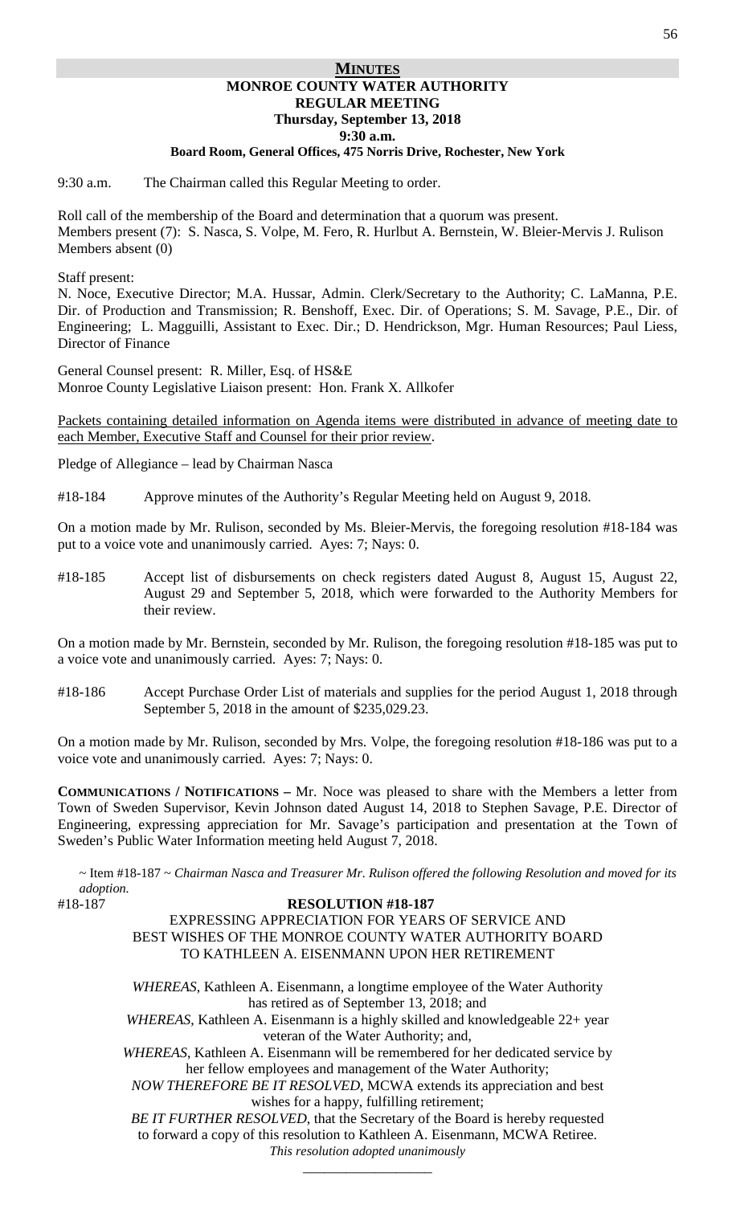# MINUTES
## MONROE COUNTY WATER AUTHORITY
## REGULAR MEETING
### Thursday, September 13, 2018
### 9:30 a.m.
**Board Room, General Offices, 475 Norris Drive, Rochester, New York**

9:30 a.m. The Chairman called this Regular Meeting to order.

Roll call of the membership of the Board and determination that a quorum was present.
Members present (7): S. Nasca, S. Volpe, M. Fero, R. Hurlbut A. Bernstein, W. Bleier-Mervis J. Rulison
Members absent (0)

Staff present:
N. Noce, Executive Director; M.A. Hussar, Admin. Clerk/Secretary to the Authority; C. LaManna, P.E. Dir. of Production and Transmission; R. Benshoff, Exec. Dir. of Operations; S. M. Savage, P.E., Dir. of Engineering; L. Magguilli, Assistant to Exec. Dir.; D. Hendrickson, Mgr. Human Resources; Paul Liess, Director of Finance

General Counsel present: R. Miller, Esq. of HS&E
Monroe County Legislative Liaison present: Hon. Frank X. Allkofer

Packets containing detailed information on Agenda items were distributed in advance of meeting date to each Member, Executive Staff and Counsel for their prior review.

Pledge of Allegiance – lead by Chairman Nasca

#18-184 Approve minutes of the Authority's Regular Meeting held on August 9, 2018.

On a motion made by Mr. Rulison, seconded by Ms. Bleier-Mervis, the foregoing resolution #18-184 was put to a voice vote and unanimously carried. Ayes: 7; Nays: 0.

#18-185 Accept list of disbursements on check registers dated August 8, August 15, August 22, August 29 and September 5, 2018, which were forwarded to the Authority Members for their review.

On a motion made by Mr. Bernstein, seconded by Mr. Rulison, the foregoing resolution #18-185 was put to a voice vote and unanimously carried. Ayes: 7; Nays: 0.

#18-186 Accept Purchase Order List of materials and supplies for the period August 1, 2018 through September 5, 2018 in the amount of $235,029.23.

On a motion made by Mr. Rulison, seconded by Mrs. Volpe, the foregoing resolution #18-186 was put to a voice vote and unanimously carried. Ayes: 7; Nays: 0.

**COMMUNICATIONS / NOTIFICATIONS –** Mr. Noce was pleased to share with the Members a letter from Town of Sweden Supervisor, Kevin Johnson dated August 14, 2018 to Stephen Savage, P.E. Director of Engineering, expressing appreciation for Mr. Savage's participation and presentation at the Town of Sweden's Public Water Information meeting held August 7, 2018.

~ Item #18-187 ~ *Chairman Nasca and Treasurer Mr. Rulison offered the following Resolution and moved for its adoption.*

#18-187

**RESOLUTION #18-187**

EXPRESSING APPRECIATION FOR YEARS OF SERVICE AND
BEST WISHES OF THE MONROE COUNTY WATER AUTHORITY BOARD
TO KATHLEEN A. EISENMANN UPON HER RETIREMENT

*WHEREAS*, Kathleen A. Eisenmann, a longtime employee of the Water Authority has retired as of September 13, 2018; and

*WHEREAS*, Kathleen A. Eisenmann is a highly skilled and knowledgeable 22+ year veteran of the Water Authority; and,

*WHEREAS*, Kathleen A. Eisenmann will be remembered for her dedicated service by her fellow employees and management of the Water Authority;

*NOW THEREFORE BE IT RESOLVED*, MCWA extends its appreciation and best wishes for a happy, fulfilling retirement;

*BE IT FURTHER RESOLVED*, that the Secretary of the Board is hereby requested to forward a copy of this resolution to Kathleen A. Eisenmann, MCWA Retiree.

*This resolution adopted unanimously*

___________________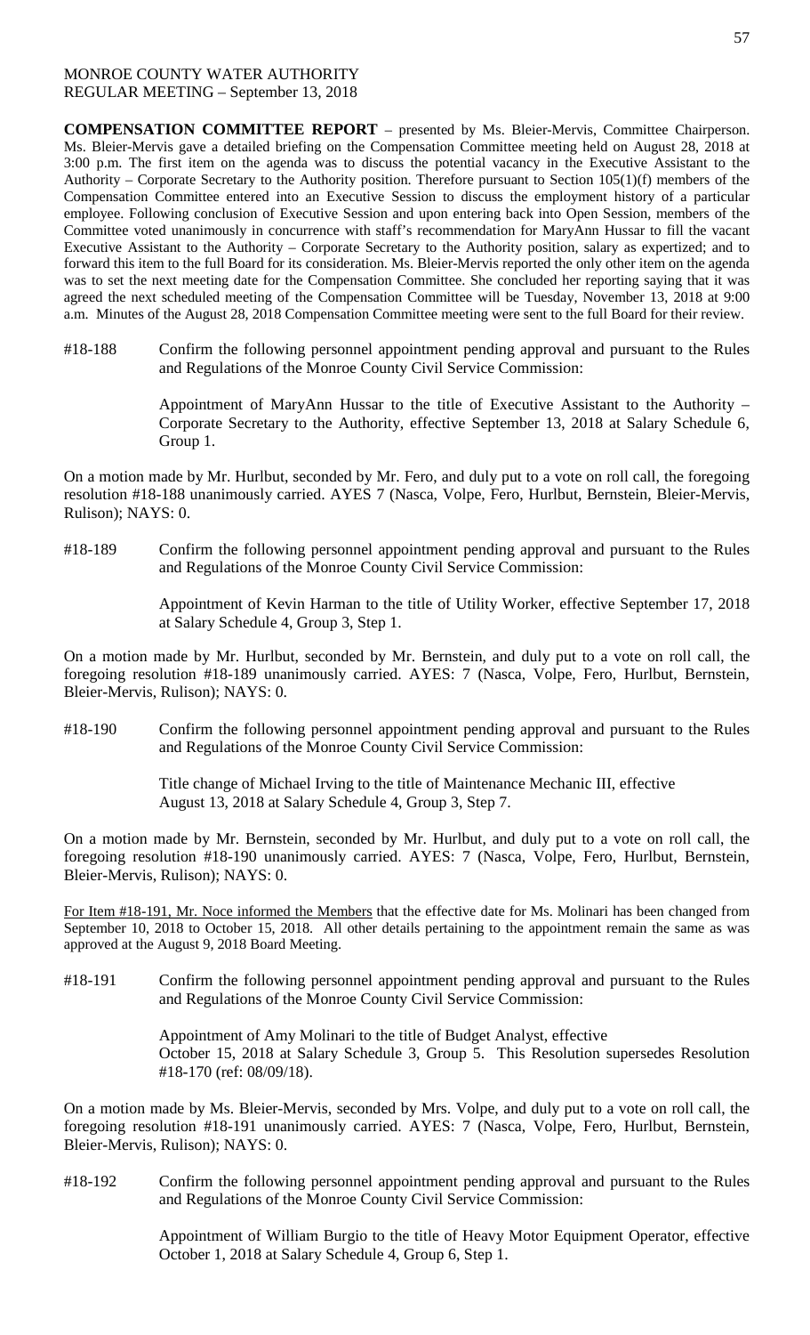**COMPENSATION COMMITTEE REPORT** – presented by Ms. Bleier-Mervis, Committee Chairperson. Ms. Bleier-Mervis gave a detailed briefing on the Compensation Committee meeting held on August 28, 2018 at 3:00 p.m. The first item on the agenda was to discuss the potential vacancy in the Executive Assistant to the Authority – Corporate Secretary to the Authority position. Therefore pursuant to Section 105(1)(f) members of the Compensation Committee entered into an Executive Session to discuss the employment history of a particular employee. Following conclusion of Executive Session and upon entering back into Open Session, members of the Committee voted unanimously in concurrence with staff's recommendation for MaryAnn Hussar to fill the vacant Executive Assistant to the Authority – Corporate Secretary to the Authority position, salary as expertized; and to forward this item to the full Board for its consideration. Ms. Bleier-Mervis reported the only other item on the agenda was to set the next meeting date for the Compensation Committee. She concluded her reporting saying that it was agreed the next scheduled meeting of the Compensation Committee will be Tuesday, November 13, 2018 at 9:00 a.m. Minutes of the August 28, 2018 Compensation Committee meeting were sent to the full Board for their review.

#18-188 Confirm the following personnel appointment pending approval and pursuant to the Rules and Regulations of the Monroe County Civil Service Commission:

Appointment of MaryAnn Hussar to the title of Executive Assistant to the Authority – Corporate Secretary to the Authority, effective September 13, 2018 at Salary Schedule 6, Group 1.

On a motion made by Mr. Hurlbut, seconded by Mr. Fero, and duly put to a vote on roll call, the foregoing resolution #18-188 unanimously carried. AYES 7 (Nasca, Volpe, Fero, Hurlbut, Bernstein, Bleier-Mervis, Rulison); NAYS: 0.

#18-189 Confirm the following personnel appointment pending approval and pursuant to the Rules and Regulations of the Monroe County Civil Service Commission:

Appointment of Kevin Harman to the title of Utility Worker, effective September 17, 2018 at Salary Schedule 4, Group 3, Step 1.

On a motion made by Mr. Hurlbut, seconded by Mr. Bernstein, and duly put to a vote on roll call, the foregoing resolution #18-189 unanimously carried. AYES: 7 (Nasca, Volpe, Fero, Hurlbut, Bernstein, Bleier-Mervis, Rulison); NAYS: 0.

#18-190 Confirm the following personnel appointment pending approval and pursuant to the Rules and Regulations of the Monroe County Civil Service Commission:

Title change of Michael Irving to the title of Maintenance Mechanic III, effective August 13, 2018 at Salary Schedule 4, Group 3, Step 7.

On a motion made by Mr. Bernstein, seconded by Mr. Hurlbut, and duly put to a vote on roll call, the foregoing resolution #18-190 unanimously carried. AYES: 7 (Nasca, Volpe, Fero, Hurlbut, Bernstein, Bleier-Mervis, Rulison); NAYS: 0.

For Item #18-191, Mr. Noce informed the Members that the effective date for Ms. Molinari has been changed from September 10, 2018 to October 15, 2018. All other details pertaining to the appointment remain the same as was approved at the August 9, 2018 Board Meeting.

#18-191 Confirm the following personnel appointment pending approval and pursuant to the Rules and Regulations of the Monroe County Civil Service Commission:

Appointment of Amy Molinari to the title of Budget Analyst, effective October 15, 2018 at Salary Schedule 3, Group 5. This Resolution supersedes Resolution #18-170 (ref: 08/09/18).

On a motion made by Ms. Bleier-Mervis, seconded by Mrs. Volpe, and duly put to a vote on roll call, the foregoing resolution #18-191 unanimously carried. AYES: 7 (Nasca, Volpe, Fero, Hurlbut, Bernstein, Bleier-Mervis, Rulison); NAYS: 0.

#18-192 Confirm the following personnel appointment pending approval and pursuant to the Rules and Regulations of the Monroe County Civil Service Commission:

Appointment of William Burgio to the title of Heavy Motor Equipment Operator, effective October 1, 2018 at Salary Schedule 4, Group 6, Step 1.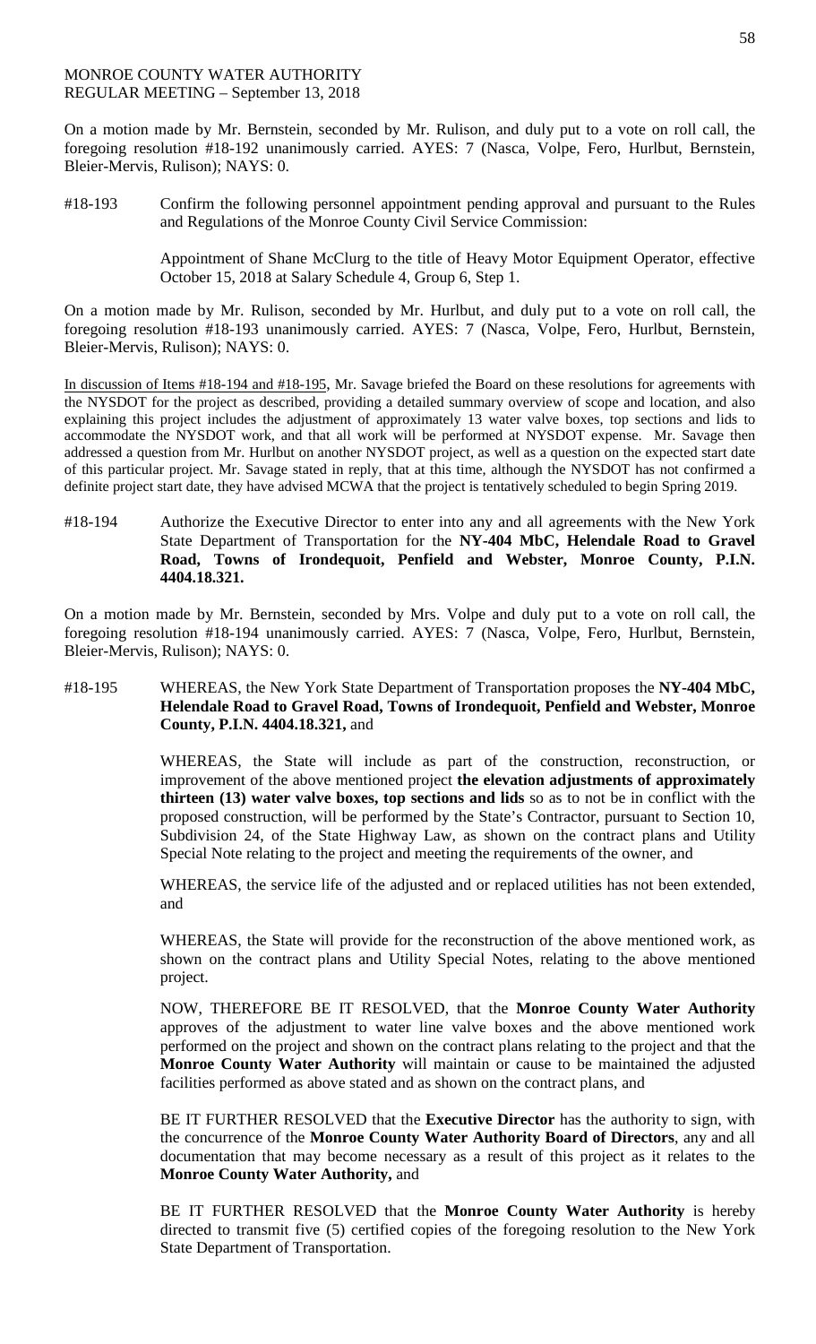MONROE COUNTY WATER AUTHORITY
REGULAR MEETING – September 13, 2018

On a motion made by Mr. Bernstein, seconded by Mr. Rulison, and duly put to a vote on roll call, the foregoing resolution #18-192 unanimously carried. AYES: 7 (Nasca, Volpe, Fero, Hurlbut, Bernstein, Bleier-Mervis, Rulison); NAYS: 0.

#18-193 Confirm the following personnel appointment pending approval and pursuant to the Rules and Regulations of the Monroe County Civil Service Commission:

Appointment of Shane McClurg to the title of Heavy Motor Equipment Operator, effective October 15, 2018 at Salary Schedule 4, Group 6, Step 1.

On a motion made by Mr. Rulison, seconded by Mr. Hurlbut, and duly put to a vote on roll call, the foregoing resolution #18-193 unanimously carried. AYES: 7 (Nasca, Volpe, Fero, Hurlbut, Bernstein, Bleier-Mervis, Rulison); NAYS: 0.

In discussion of Items #18-194 and #18-195, Mr. Savage briefed the Board on these resolutions for agreements with the NYSDOT for the project as described, providing a detailed summary overview of scope and location, and also explaining this project includes the adjustment of approximately 13 water valve boxes, top sections and lids to accommodate the NYSDOT work, and that all work will be performed at NYSDOT expense. Mr. Savage then addressed a question from Mr. Hurlbut on another NYSDOT project, as well as a question on the expected start date of this particular project. Mr. Savage stated in reply, that at this time, although the NYSDOT has not confirmed a definite project start date, they have advised MCWA that the project is tentatively scheduled to begin Spring 2019.

#18-194 Authorize the Executive Director to enter into any and all agreements with the New York State Department of Transportation for the **NY-404 MbC, Helendale Road to Gravel Road, Towns of Irondequoit, Penfield and Webster, Monroe County, P.I.N. 4404.18.321.**

On a motion made by Mr. Bernstein, seconded by Mrs. Volpe and duly put to a vote on roll call, the foregoing resolution #18-194 unanimously carried. AYES: 7 (Nasca, Volpe, Fero, Hurlbut, Bernstein, Bleier-Mervis, Rulison); NAYS: 0.

#18-195 WHEREAS, the New York State Department of Transportation proposes the **NY-404 MbC, Helendale Road to Gravel Road, Towns of Irondequoit, Penfield and Webster, Monroe County, P.I.N. 4404.18.321,** and

WHEREAS, the State will include as part of the construction, reconstruction, or improvement of the above mentioned project **the elevation adjustments of approximately thirteen (13) water valve boxes, top sections and lids** so as to not be in conflict with the proposed construction, will be performed by the State's Contractor, pursuant to Section 10, Subdivision 24, of the State Highway Law, as shown on the contract plans and Utility Special Note relating to the project and meeting the requirements of the owner, and

WHEREAS, the service life of the adjusted and or replaced utilities has not been extended, and

WHEREAS, the State will provide for the reconstruction of the above mentioned work, as shown on the contract plans and Utility Special Notes, relating to the above mentioned project.

NOW, THEREFORE BE IT RESOLVED, that the **Monroe County Water Authority** approves of the adjustment to water line valve boxes and the above mentioned work performed on the project and shown on the contract plans relating to the project and that the **Monroe County Water Authority** will maintain or cause to be maintained the adjusted facilities performed as above stated and as shown on the contract plans, and

BE IT FURTHER RESOLVED that the **Executive Director** has the authority to sign, with the concurrence of the **Monroe County Water Authority Board of Directors**, any and all documentation that may become necessary as a result of this project as it relates to the **Monroe County Water Authority,** and

BE IT FURTHER RESOLVED that the **Monroe County Water Authority** is hereby directed to transmit five (5) certified copies of the foregoing resolution to the New York State Department of Transportation.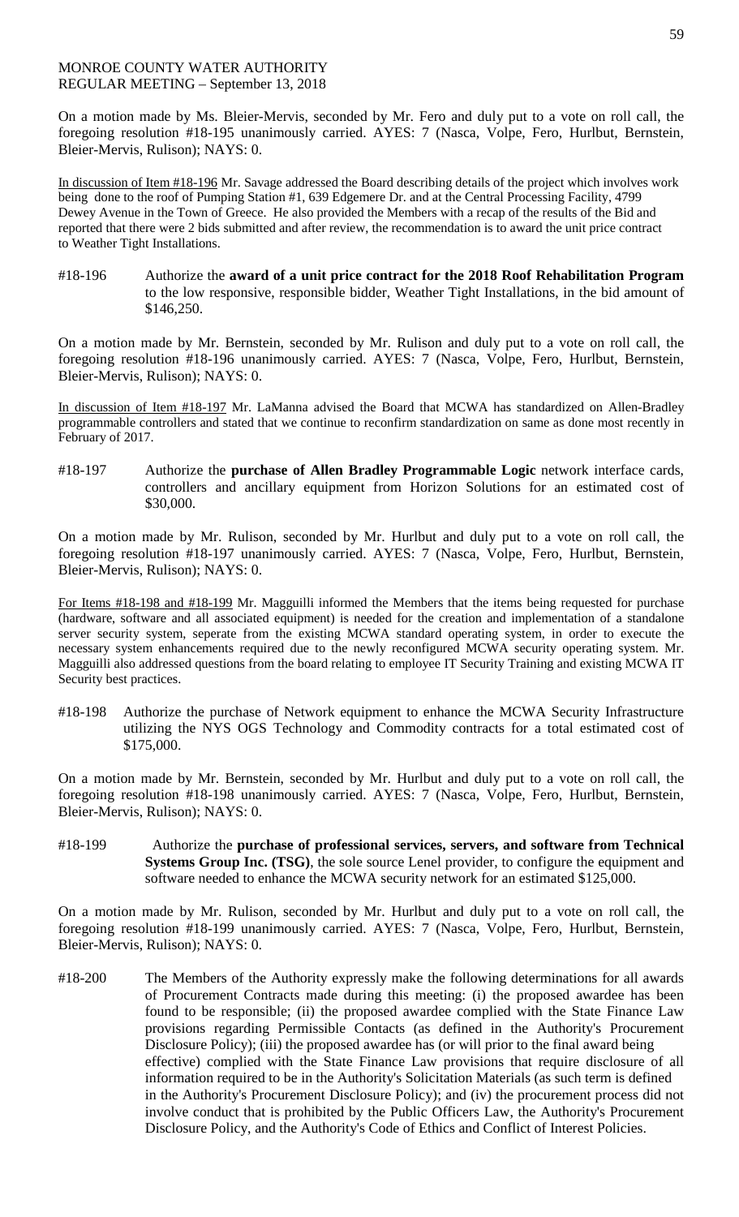On a motion made by Ms. Bleier-Mervis, seconded by Mr. Fero and duly put to a vote on roll call, the foregoing resolution #18-195 unanimously carried. AYES: 7 (Nasca, Volpe, Fero, Hurlbut, Bernstein, Bleier-Mervis, Rulison); NAYS: 0.

In discussion of Item #18-196 Mr. Savage addressed the Board describing details of the project which involves work being done to the roof of Pumping Station #1, 639 Edgemere Dr. and at the Central Processing Facility, 4799 Dewey Avenue in the Town of Greece. He also provided the Members with a recap of the results of the Bid and reported that there were 2 bids submitted and after review, the recommendation is to award the unit price contract to Weather Tight Installations.

#18-196 Authorize the **award of a unit price contract for the 2018 Roof Rehabilitation Program** to the low responsive, responsible bidder, Weather Tight Installations, in the bid amount of $146,250.

On a motion made by Mr. Bernstein, seconded by Mr. Rulison and duly put to a vote on roll call, the foregoing resolution #18-196 unanimously carried. AYES: 7 (Nasca, Volpe, Fero, Hurlbut, Bernstein, Bleier-Mervis, Rulison); NAYS: 0.

In discussion of Item #18-197 Mr. LaManna advised the Board that MCWA has standardized on Allen-Bradley programmable controllers and stated that we continue to reconfirm standardization on same as done most recently in February of 2017.

#18-197 Authorize the **purchase of Allen Bradley Programmable Logic** network interface cards, controllers and ancillary equipment from Horizon Solutions for an estimated cost of $30,000.

On a motion made by Mr. Rulison, seconded by Mr. Hurlbut and duly put to a vote on roll call, the foregoing resolution #18-197 unanimously carried. AYES: 7 (Nasca, Volpe, Fero, Hurlbut, Bernstein, Bleier-Mervis, Rulison); NAYS: 0.

For Items #18-198 and #18-199 Mr. Magguilli informed the Members that the items being requested for purchase (hardware, software and all associated equipment) is needed for the creation and implementation of a standalone server security system, seperate from the existing MCWA standard operating system, in order to execute the necessary system enhancements required due to the newly reconfigured MCWA security operating system. Mr. Magguilli also addressed questions from the board relating to employee IT Security Training and existing MCWA IT Security best practices.

#18-198 Authorize the purchase of Network equipment to enhance the MCWA Security Infrastructure utilizing the NYS OGS Technology and Commodity contracts for a total estimated cost of $175,000.

On a motion made by Mr. Bernstein, seconded by Mr. Hurlbut and duly put to a vote on roll call, the foregoing resolution #18-198 unanimously carried. AYES: 7 (Nasca, Volpe, Fero, Hurlbut, Bernstein, Bleier-Mervis, Rulison); NAYS: 0.

#18-199 Authorize the **purchase of professional services, servers, and software from Technical Systems Group Inc. (TSG)**, the sole source Lenel provider, to configure the equipment and software needed to enhance the MCWA security network for an estimated $125,000.

On a motion made by Mr. Rulison, seconded by Mr. Hurlbut and duly put to a vote on roll call, the foregoing resolution #18-199 unanimously carried. AYES: 7 (Nasca, Volpe, Fero, Hurlbut, Bernstein, Bleier-Mervis, Rulison); NAYS: 0.

#18-200 The Members of the Authority expressly make the following determinations for all awards of Procurement Contracts made during this meeting: (i) the proposed awardee has been found to be responsible; (ii) the proposed awardee complied with the State Finance Law provisions regarding Permissible Contacts (as defined in the Authority's Procurement Disclosure Policy); (iii) the proposed awardee has (or will prior to the final award being effective) complied with the State Finance Law provisions that require disclosure of all information required to be in the Authority's Solicitation Materials (as such term is defined in the Authority's Procurement Disclosure Policy); and (iv) the procurement process did not involve conduct that is prohibited by the Public Officers Law, the Authority's Procurement Disclosure Policy, and the Authority's Code of Ethics and Conflict of Interest Policies.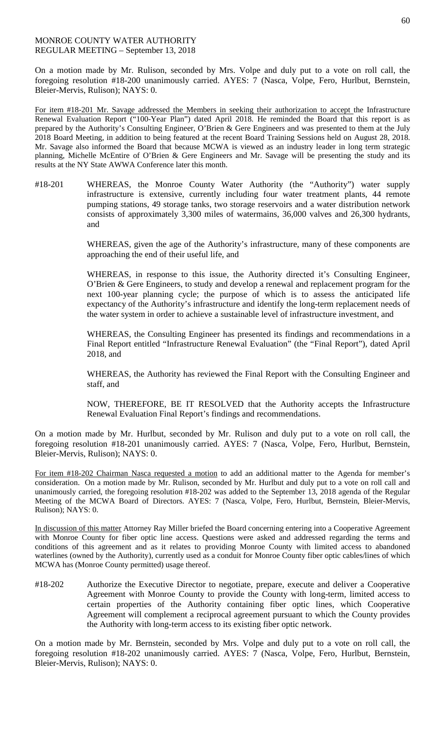On a motion made by Mr. Rulison, seconded by Mrs. Volpe and duly put to a vote on roll call, the foregoing resolution #18-200 unanimously carried. AYES: 7 (Nasca, Volpe, Fero, Hurlbut, Bernstein, Bleier-Mervis, Rulison); NAYS: 0.

For item #18-201 Mr. Savage addressed the Members in seeking their authorization to accept the Infrastructure Renewal Evaluation Report ("100-Year Plan") dated April 2018. He reminded the Board that this report is as prepared by the Authority's Consulting Engineer, O'Brien & Gere Engineers and was presented to them at the July 2018 Board Meeting, in addition to being featured at the recent Board Training Sessions held on August 28, 2018. Mr. Savage also informed the Board that because MCWA is viewed as an industry leader in long term strategic planning, Michelle McEntire of O'Brien & Gere Engineers and Mr. Savage will be presenting the study and its results at the NY State AWWA Conference later this month.

#18-201 WHEREAS, the Monroe County Water Authority (the "Authority") water supply infrastructure is extensive, currently including four water treatment plants, 44 remote pumping stations, 49 storage tanks, two storage reservoirs and a water distribution network consists of approximately 3,300 miles of watermains, 36,000 valves and 26,300 hydrants, and

WHEREAS, given the age of the Authority's infrastructure, many of these components are approaching the end of their useful life, and

WHEREAS, in response to this issue, the Authority directed it's Consulting Engineer, O'Brien & Gere Engineers, to study and develop a renewal and replacement program for the next 100-year planning cycle; the purpose of which is to assess the anticipated life expectancy of the Authority's infrastructure and identify the long-term replacement needs of the water system in order to achieve a sustainable level of infrastructure investment, and

WHEREAS, the Consulting Engineer has presented its findings and recommendations in a Final Report entitled "Infrastructure Renewal Evaluation" (the "Final Report"), dated April 2018, and

WHEREAS, the Authority has reviewed the Final Report with the Consulting Engineer and staff, and

NOW, THEREFORE, BE IT RESOLVED that the Authority accepts the Infrastructure Renewal Evaluation Final Report's findings and recommendations.

On a motion made by Mr. Hurlbut, seconded by Mr. Rulison and duly put to a vote on roll call, the foregoing resolution #18-201 unanimously carried. AYES: 7 (Nasca, Volpe, Fero, Hurlbut, Bernstein, Bleier-Mervis, Rulison); NAYS: 0.

For item #18-202 Chairman Nasca requested a motion to add an additional matter to the Agenda for member's consideration. On a motion made by Mr. Rulison, seconded by Mr. Hurlbut and duly put to a vote on roll call and unanimously carried, the foregoing resolution #18-202 was added to the September 13, 2018 agenda of the Regular Meeting of the MCWA Board of Directors. AYES: 7 (Nasca, Volpe, Fero, Hurlbut, Bernstein, Bleier-Mervis, Rulison); NAYS: 0.

In discussion of this matter Attorney Ray Miller briefed the Board concerning entering into a Cooperative Agreement with Monroe County for fiber optic line access. Questions were asked and addressed regarding the terms and conditions of this agreement and as it relates to providing Monroe County with limited access to abandoned waterlines (owned by the Authority), currently used as a conduit for Monroe County fiber optic cables/lines of which MCWA has (Monroe County permitted) usage thereof.

#18-202 Authorize the Executive Director to negotiate, prepare, execute and deliver a Cooperative Agreement with Monroe County to provide the County with long-term, limited access to certain properties of the Authority containing fiber optic lines, which Cooperative Agreement will complement a reciprocal agreement pursuant to which the County provides the Authority with long-term access to its existing fiber optic network.

On a motion made by Mr. Bernstein, seconded by Mrs. Volpe and duly put to a vote on roll call, the foregoing resolution #18-202 unanimously carried. AYES: 7 (Nasca, Volpe, Fero, Hurlbut, Bernstein, Bleier-Mervis, Rulison); NAYS: 0.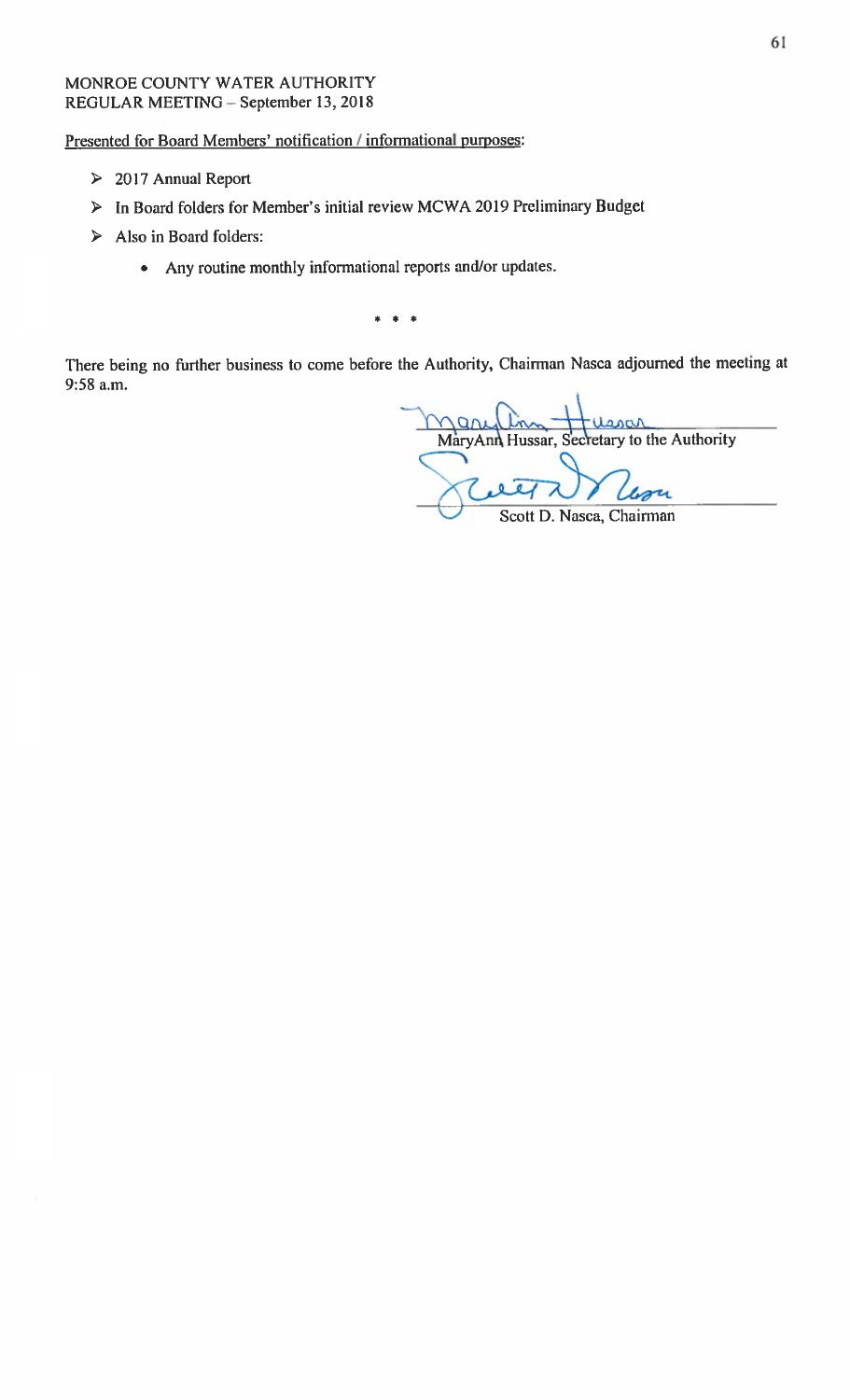MONROE COUNTY WATER AUTHORITY
REGULAR MEETING – September 13, 2018

<u>Presented for Board Members' notification / informational purposes</u>:

- 2017 Annual Report
- In Board folders for Member's initial review MCWA 2019 Preliminary Budget
- Also in Board folders:
    - Any routine monthly informational reports and/or updates.

\* \* \*

There being no further business to come before the Authority, Chairman Nasca adjourned the meeting at 9:58 a.m.

MaryAnn Hussar, Secretary to the Authority

Scott D. Nasca, Chairman